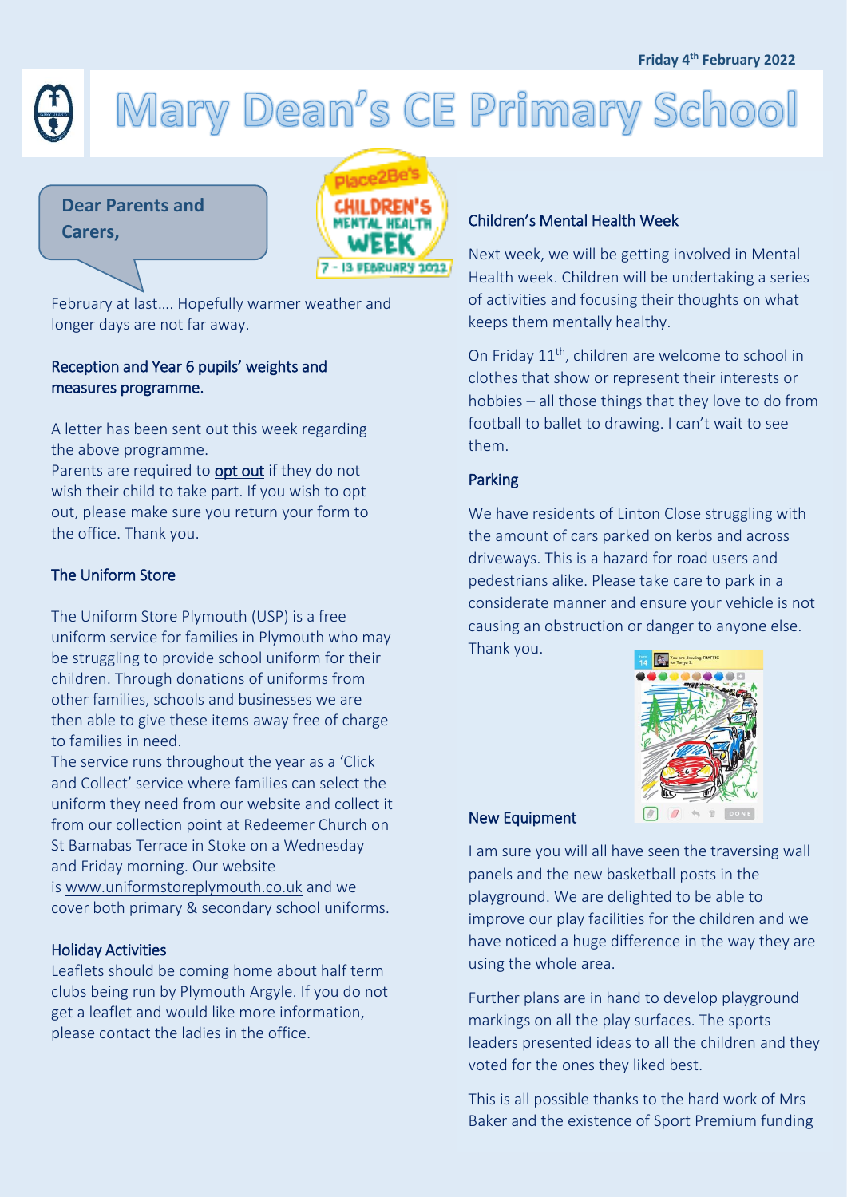Friday 4th February 2022

# Mary Dean's CE Primary School

**Dear Parents and Carers,**

February at last…. Hopefully warmer weather and longer days are not far away.

### Reception and Year 6 pupils' weights and measures programme.

A letter has been sent out this week regarding the above programme.
Parents are required to opt out if they do not wish their child to take part. If you wish to opt out, please make sure you return your form to the office. Thank you.

### The Uniform Store

The Uniform Store Plymouth (USP) is a free uniform service for families in Plymouth who may be struggling to provide school uniform for their children. Through donations of uniforms from other families, schools and businesses we are then able to give these items away free of charge to families in need.
The service runs throughout the year as a 'Click and Collect' service where families can select the uniform they need from our website and collect it from our collection point at Redeemer Church on St Barnabas Terrace in Stoke on a Wednesday and Friday morning. Our website is www.uniformstoreplymouth.co.uk and we cover both primary & secondary school uniforms.

### Holiday Activities

Leaflets should be coming home about half term clubs being run by Plymouth Argyle. If you do not get a leaflet and would like more information, please contact the ladies in the office.

### Children's Mental Health Week

Next week, we will be getting involved in Mental Health week. Children will be undertaking a series of activities and focusing their thoughts on what keeps them mentally healthy.

On Friday 11th, children are welcome to school in clothes that show or represent their interests or hobbies – all those things that they love to do from football to ballet to drawing. I can't wait to see them.

### Parking

We have residents of Linton Close struggling with the amount of cars parked on kerbs and across driveways. This is a hazard for road users and pedestrians alike. Please take care to park in a considerate manner and ensure your vehicle is not causing an obstruction or danger to anyone else. Thank you.

### New Equipment

I am sure you will all have seen the traversing wall panels and the new basketball posts in the playground. We are delighted to be able to improve our play facilities for the children and we have noticed a huge difference in the way they are using the whole area.

Further plans are in hand to develop playground markings on all the play surfaces. The sports leaders presented ideas to all the children and they voted for the ones they liked best.

This is all possible thanks to the hard work of Mrs Baker and the existence of Sport Premium funding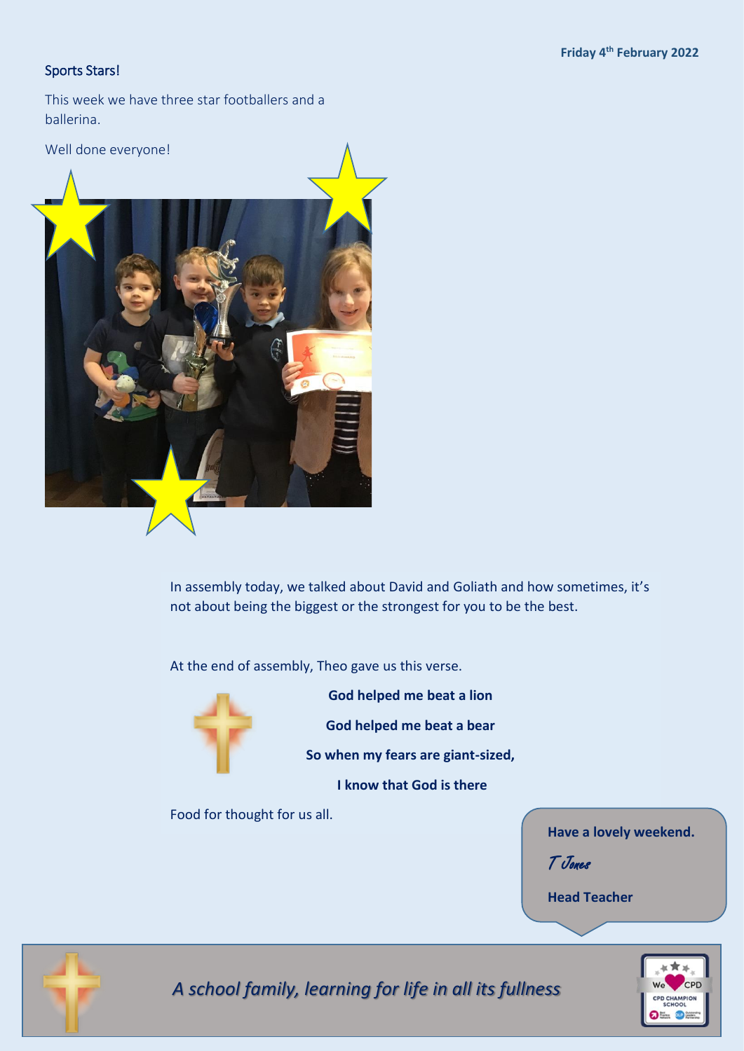Friday 4th February 2022

## Sports Stars!

This week we have three star footballers and a ballerina.

Well done everyone!

In assembly today, we talked about David and Goliath and how sometimes, it's not about being the biggest or the strongest for you to be the best.

At the end of assembly, Theo gave us this verse.

**God helped me beat a lion**

**God helped me beat a bear**

**So when my fears are giant-sized,**

**I know that God is there**

Food for thought for us all.

**Have a lovely weekend.**

*T Jones*

**Head Teacher**

*A school family, learning for life in all its fullness*